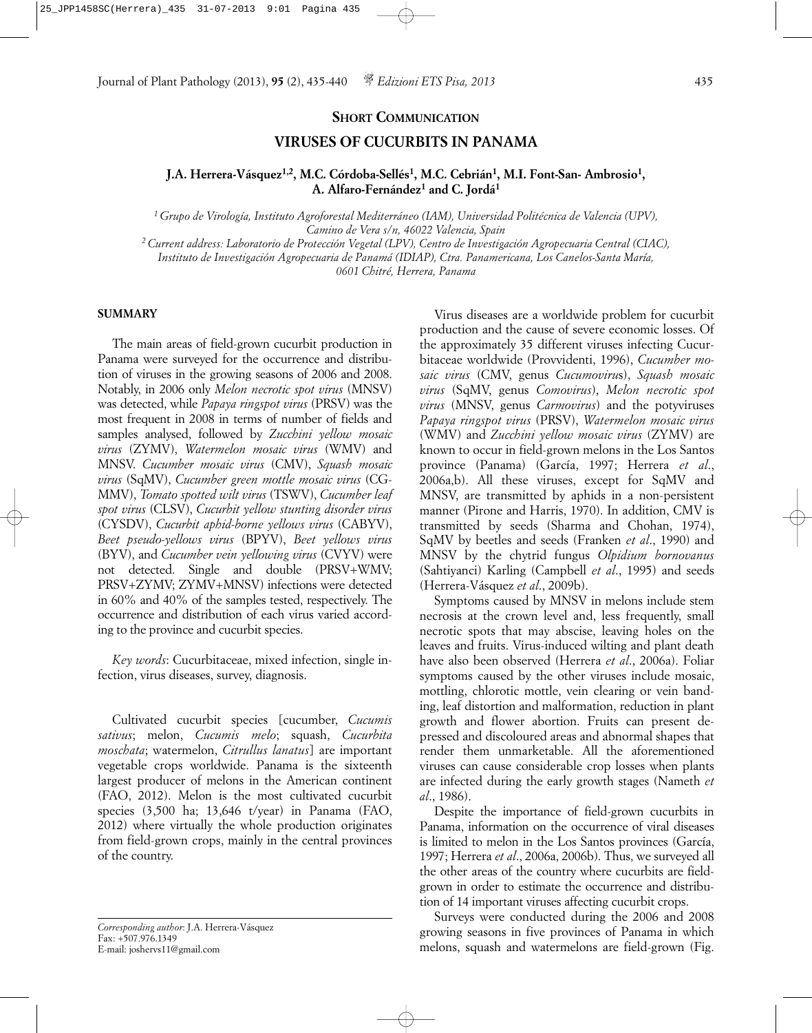**SHORT COMMUNICATION**

# VIRUSES OF CUCURBITS IN PANAMA

**J.A. Herrera-Vásquez[1,2], M.C. Córdoba-Sellés[1], M.C. Cebrián[1], M.I. Font-San- Ambrosio[1], A. Alfaro-Fernández[1] and C. Jordá[1]**

[1] *Grupo de Virología, Instituto Agroforestal Mediterráneo (IAM), Universidad Politécnica de Valencia (UPV), Camino de Vera s/n, 46022 Valencia, Spain*

[2] *Current address: Laboratorio de Protección Vegetal (LPV), Centro de Investigación Agropecuaria Central (CIAC), Instituto de Investigación Agropecuaria de Panamá (IDIAP), Ctra. Panamericana, Los Canelos-Santa María, 0601 Chitré, Herrera, Panama*

## SUMMARY

The main areas of field-grown cucurbit production in Panama were surveyed for the occurrence and distribution of viruses in the growing seasons of 2006 and 2008. Notably, in 2006 only *Melon necrotic spot virus* (MNSV) was detected, while *Papaya ringspot virus* (PRSV) was the most frequent in 2008 in terms of number of fields and samples analysed, followed by *Zucchini yellow mosaic virus* (ZYMV), *Watermelon mosaic virus* (WMV) and MNSV. *Cucumber mosaic virus* (CMV), *Squash mosaic virus* (SqMV), *Cucumber green mottle mosaic virus* (CGMMV), *Tomato spotted wilt virus* (TSWV), *Cucumber leaf spot virus* (CLSV), *Cucurbit yellow stunting disorder virus* (CYSDV), *Cucurbit aphid-borne yellows virus* (CABYV), *Beet pseudo-yellows virus* (BPYV), *Beet yellows virus* (BYV), and *Cucumber vein yellowing virus* (CVYV) were not detected. Single and double (PRSV+WMV; PRSV+ZYMV; ZYMV+MNSV) infections were detected in 60% and 40% of the samples tested, respectively. The occurrence and distribution of each virus varied according to the province and cucurbit species.

*Key words*: Cucurbitaceae, mixed infection, single infection, virus diseases, survey, diagnosis.

Cultivated cucurbit species [cucumber, *Cucumis sativus*; melon, *Cucumis melo*; squash, *Cucurbita moschata*; watermelon, *Citrullus lanatus*] are important vegetable crops worldwide. Panama is the sixteenth largest producer of melons in the American continent (FAO, 2012). Melon is the most cultivated cucurbit species (3,500 ha; 13,646 t/year) in Panama (FAO, 2012) where virtually the whole production originates from field-grown crops, mainly in the central provinces of the country.

Virus diseases are a worldwide problem for cucurbit production and the cause of severe economic losses. Of the approximately 35 different viruses infecting Cucurbitaceae worldwide (Provvidenti, 1996), *Cucumber mosaic virus* (CMV, genus *Cucumovirus*), *Squash mosaic virus* (SqMV, genus *Comovirus*), *Melon necrotic spot virus* (MNSV, genus *Carmovirus*) and the potyviruses *Papaya ringspot virus* (PRSV), *Watermelon mosaic virus* (WMV) and *Zucchini yellow mosaic virus* (ZYMV) are known to occur in field-grown melons in the Los Santos province (Panama) (García, 1997; Herrera *et al*., 2006a,b). All these viruses, except for SqMV and MNSV, are transmitted by aphids in a non-persistent manner (Pirone and Harris, 1970). In addition, CMV is transmitted by seeds (Sharma and Chohan, 1974), SqMV by beetles and seeds (Franken *et al*., 1990) and MNSV by the chytrid fungus *Olpidium bornovanus* (Sahtiyanci) Karling (Campbell *et al*., 1995) and seeds (Herrera-Vásquez *et al*., 2009b).

Symptoms caused by MNSV in melons include stem necrosis at the crown level and, less frequently, small necrotic spots that may abscise, leaving holes on the leaves and fruits. Virus-induced wilting and plant death have also been observed (Herrera *et al*., 2006a). Foliar symptoms caused by the other viruses include mosaic, mottling, chlorotic mottle, vein clearing or vein banding, leaf distortion and malformation, reduction in plant growth and flower abortion. Fruits can present depressed and discoloured areas and abnormal shapes that render them unmarketable. All the aforementioned viruses can cause considerable crop losses when plants are infected during the early growth stages (Nameth *et al*., 1986).

Despite the importance of field-grown cucurbits in Panama, information on the occurrence of viral diseases is limited to melon in the Los Santos provinces (García, 1997; Herrera *et al*., 2006a, 2006b). Thus, we surveyed all the other areas of the country where cucurbits are field-grown in order to estimate the occurrence and distribution of 14 important viruses affecting cucurbit crops.

Surveys were conducted during the 2006 and 2008 growing seasons in five provinces of Panama in which melons, squash and watermelons are field-grown (Fig.

*Corresponding author*: J.A. Herrera-Vásquez
Fax: +507.976.1349
E-mail: joshervs11@gmail.com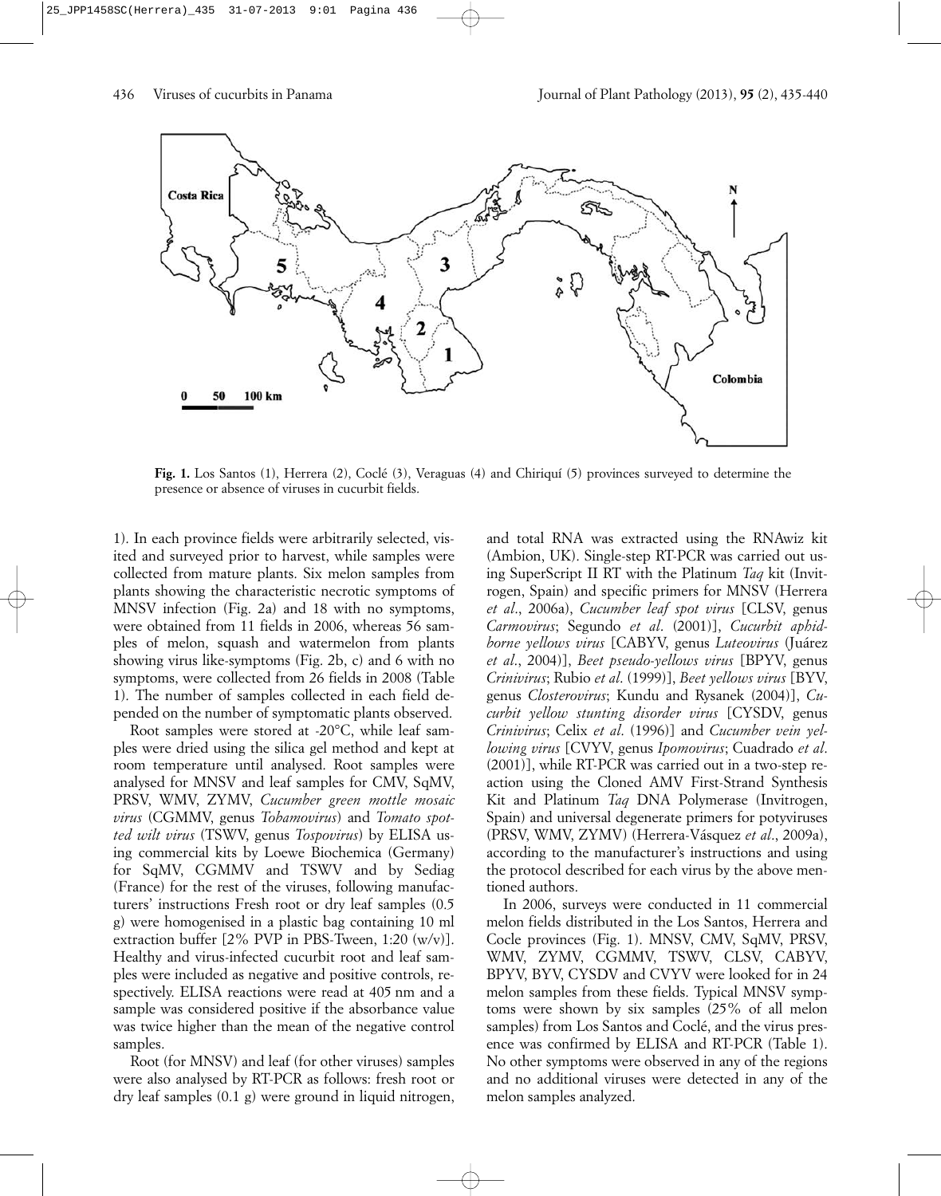Fig. 1. Los Santos (1), Herrera (2), Coclé (3), Veraguas (4) and Chiriquí (5) provinces surveyed to determine the presence or absence of viruses in cucurbit fields.

1). In each province fields were arbitrarily selected, visited and surveyed prior to harvest, while samples were collected from mature plants. Six melon samples from plants showing the characteristic necrotic symptoms of MNSV infection (Fig. 2a) and 18 with no symptoms, were obtained from 11 fields in 2006, whereas 56 samples of melon, squash and watermelon from plants showing virus like-symptoms (Fig. 2b, c) and 6 with no symptoms, were collected from 26 fields in 2008 (Table 1). The number of samples collected in each field depended on the number of symptomatic plants observed.

Root samples were stored at -20°C, while leaf samples were dried using the silica gel method and kept at room temperature until analysed. Root samples were analysed for MNSV and leaf samples for CMV, SqMV, PRSV, WMV, ZYMV, *Cucumber green mottle mosaic virus* (CGMMV, genus *Tobamovirus*) and *Tomato spotted wilt virus* (TSWV, genus *Tospovirus*) by ELISA using commercial kits by Loewe Biochemica (Germany) for SqMV, CGMMV and TSWV and by Sediag (France) for the rest of the viruses, following manufacturers' instructions Fresh root or dry leaf samples (0.5 g) were homogenised in a plastic bag containing 10 ml extraction buffer [2% PVP in PBS-Tween, 1:20 (w/v)]. Healthy and virus-infected cucurbit root and leaf samples were included as negative and positive controls, respectively. ELISA reactions were read at 405 nm and a sample was considered positive if the absorbance value was twice higher than the mean of the negative control samples.

Root (for MNSV) and leaf (for other viruses) samples were also analysed by RT-PCR as follows: fresh root or dry leaf samples (0.1 g) were ground in liquid nitrogen, and total RNA was extracted using the RNAwiz kit (Ambion, UK). Single-step RT-PCR was carried out using SuperScript II RT with the Platinum *Taq* kit (Invitrogen, Spain) and specific primers for MNSV (Herrera *et al*., 2006a), *Cucumber leaf spot virus* [CLSV, genus *Carmovirus*; Segundo *et al*. (2001)], *Cucurbit aphid-borne yellows virus* [CABYV, genus *Luteovirus* (Juárez *et al*., 2004)], *Beet pseudo-yellows virus* [BPYV, genus *Crinivirus*; Rubio *et al*. (1999)], *Beet yellows virus* [BYV, genus *Closterovirus*; Kundu and Rysanek (2004)], *Cucurbit yellow stunting disorder virus* [CYSDV, genus *Crinivirus*; Celix *et al*. (1996)] and *Cucumber vein yellowing virus* [CVYV, genus *Ipomovirus*; Cuadrado *et al*. (2001)], while RT-PCR was carried out in a two-step reaction using the Cloned AMV First-Strand Synthesis Kit and Platinum *Taq* DNA Polymerase (Invitrogen, Spain) and universal degenerate primers for potyviruses (PRSV, WMV, ZYMV) (Herrera-Vásquez *et al*., 2009a), according to the manufacturer's instructions and using the protocol described for each virus by the above mentioned authors.

In 2006, surveys were conducted in 11 commercial melon fields distributed in the Los Santos, Herrera and Cocle provinces (Fig. 1). MNSV, CMV, SqMV, PRSV, WMV, ZYMV, CGMMV, TSWV, CLSV, CABYV, BPYV, BYV, CYSDV and CVYV were looked for in 24 melon samples from these fields. Typical MNSV symptoms were shown by six samples (25% of all melon samples) from Los Santos and Coclé, and the virus presence was confirmed by ELISA and RT-PCR (Table 1). No other symptoms were observed in any of the regions and no additional viruses were detected in any of the melon samples analyzed.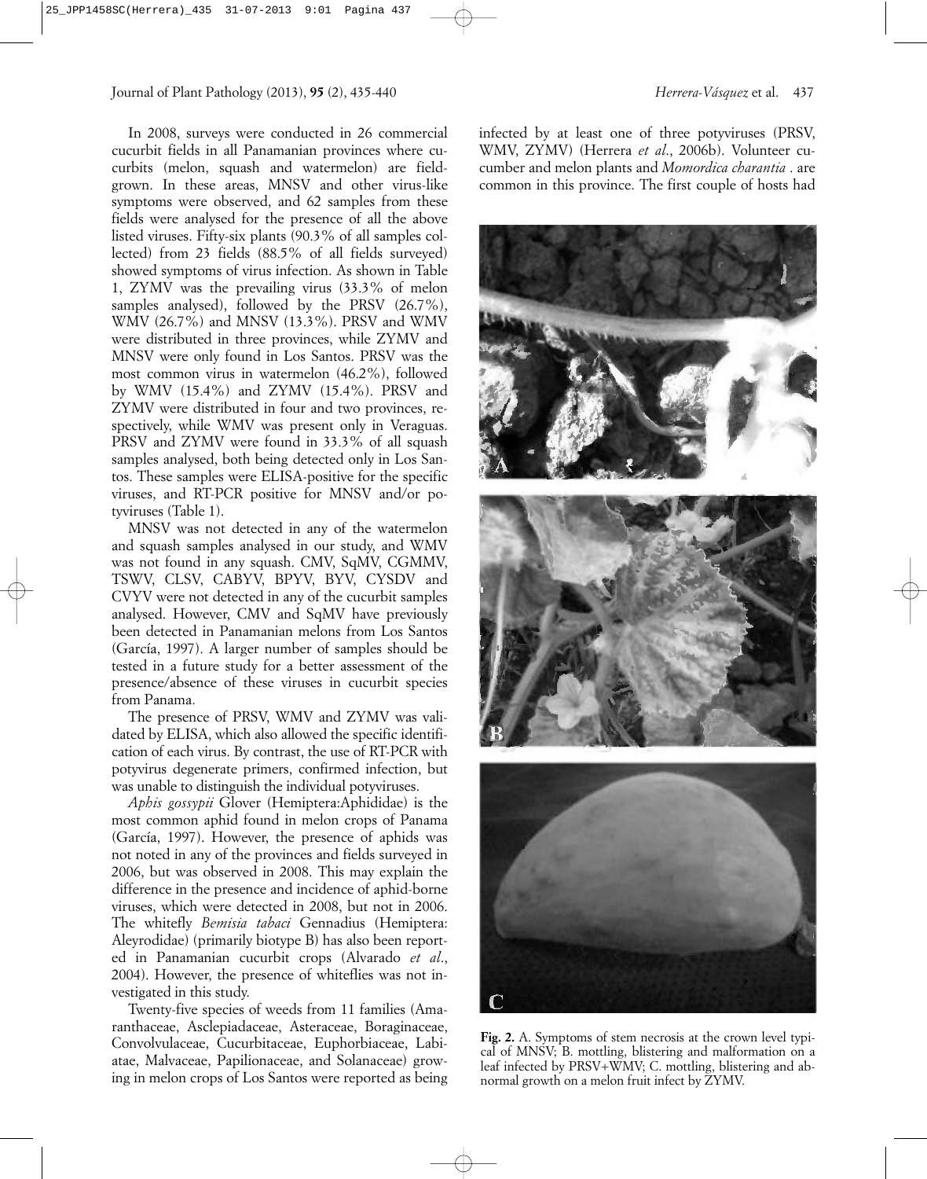In 2008, surveys were conducted in 26 commercial cucurbit fields in all Panamanian provinces where cucurbits (melon, squash and watermelon) are field-grown. In these areas, MNSV and other virus-like symptoms were observed, and 62 samples from these fields were analysed for the presence of all the above listed viruses. Fifty-six plants (90.3% of all samples collected) from 23 fields (88.5% of all fields surveyed) showed symptoms of virus infection. As shown in Table 1, ZYMV was the prevailing virus (33.3% of melon samples analysed), followed by the PRSV (26.7%), WMV (26.7%) and MNSV (13.3%). PRSV and WMV were distributed in three provinces, while ZYMV and MNSV were only found in Los Santos. PRSV was the most common virus in watermelon (46.2%), followed by WMV (15.4%) and ZYMV (15.4%). PRSV and ZYMV were distributed in four and two provinces, respectively, while WMV was present only in Veraguas. PRSV and ZYMV were found in 33.3% of all squash samples analysed, both being detected only in Los Santos. These samples were ELISA-positive for the specific viruses, and RT-PCR positive for MNSV and/or potyviruses (Table 1).

MNSV was not detected in any of the watermelon and squash samples analysed in our study, and WMV was not found in any squash. CMV, SqMV, CGMMV, TSWV, CLSV, CABYV, BPYV, BYV, CYSDV and CVYV were not detected in any of the cucurbit samples analysed. However, CMV and SqMV have previously been detected in Panamanian melons from Los Santos (García, 1997). A larger number of samples should be tested in a future study for a better assessment of the presence/absence of these viruses in cucurbit species from Panama.

The presence of PRSV, WMV and ZYMV was validated by ELISA, which also allowed the specific identification of each virus. By contrast, the use of RT-PCR with potyvirus degenerate primers, confirmed infection, but was unable to distinguish the individual potyviruses.

*Aphis gossypii* Glover (Hemiptera:Aphididae) is the most common aphid found in melon crops of Panama (García, 1997). However, the presence of aphids was not noted in any of the provinces and fields surveyed in 2006, but was observed in 2008. This may explain the difference in the presence and incidence of aphid-borne viruses, which were detected in 2008, but not in 2006. The whitefly *Bemisia tabaci* Gennadius (Hemiptera: Aleyrodidae) (primarily biotype B) has also been reported in Panamanian cucurbit crops (Alvarado *et al*., 2004). However, the presence of whiteflies was not investigated in this study.

Twenty-five species of weeds from 11 families (Amaranthaceae, Asclepiadaceae, Asteraceae, Boraginaceae, Convolvulaceae, Cucurbitaceae, Euphorbiaceae, Labiatae, Malvaceae, Papilionaceae, and Solanaceae) growing in melon crops of Los Santos were reported as being infected by at least one of three potyviruses (PRSV, WMV, ZYMV) (Herrera *et al*., 2006b). Volunteer cucumber and melon plants and *Momordica charantia* . are common in this province. The first couple of hosts had

**Fig. 2.** A. Symptoms of stem necrosis at the crown level typical of MNSV; B. mottling, blistering and malformation on a leaf infected by PRSV+WMV; C. mottling, blistering and abnormal growth on a melon fruit infect by ZYMV.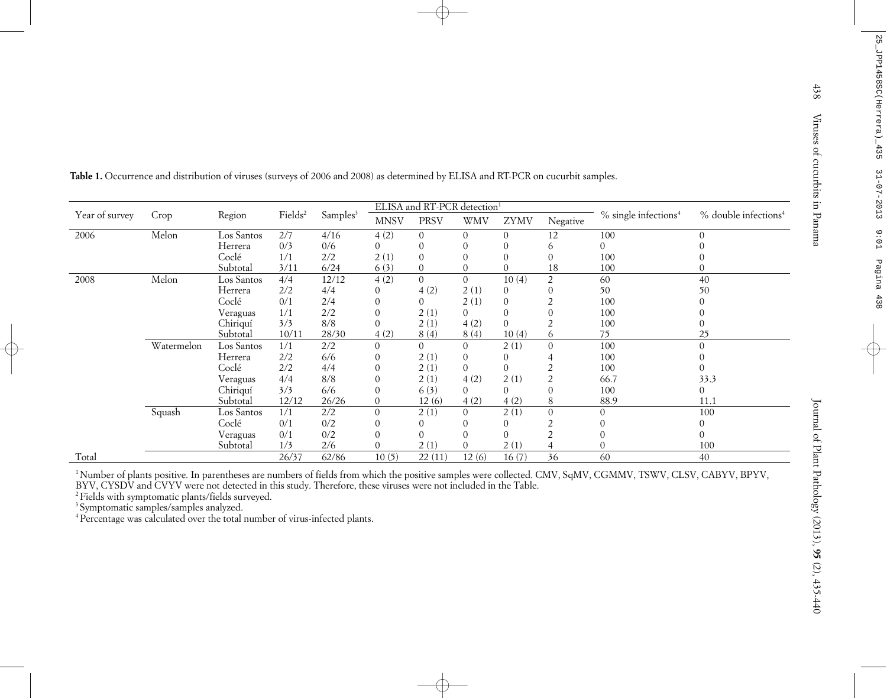**Table 1.** Occurrence and distribution of viruses (surveys of 2006 and 2008) as determined by ELISA and RT-PCR on cucurbit samples.

| Year of survey | Crop | Region | Fields[2] | Samples[3] | ELISA and RT-PCR detection[1] | | | | | % single infections[4] | % double infections[4] |
|---|---|---|---|---|---|---|---|---|---|---|---|
| | | | | | MNSV | PRSV | WMV | ZYMV | Negative | | |
| 2006 | Melon | Los Santos | 2/7 | 4/16 | 4 (2) | 0 | 0 | 0 | 12 | 100 | 0 |
| | | Herrera | 0/3 | 0/6 | 0 | 0 | 0 | 0 | 6 | 0 | 0 |
| | | Coclé | 1/1 | 2/2 | 2 (1) | 0 | 0 | 0 | 0 | 100 | 0 |
| | | Subtotal | 3/11 | 6/24 | 6 (3) | 0 | 0 | 0 | 18 | 100 | 0 |
| 2008 | Melon | Los Santos | 4/4 | 12/12 | 4 (2) | 0 | 0 | 10 (4) | 2 | 60 | 40 |
| | | Herrera | 2/2 | 4/4 | 0 | 4 (2) | 2 (1) | 0 | 0 | 50 | 50 |
| | | Coclé | 0/1 | 2/4 | 0 | 0 | 2 (1) | 0 | 2 | 100 | 0 |
| | | Veraguas | 1/1 | 2/2 | 0 | 2 (1) | 0 | 0 | 0 | 100 | 0 |
| | | Chiriquí | 3/3 | 8/8 | 0 | 2 (1) | 4 (2) | 0 | 2 | 100 | 0 |
| | | Subtotal | 10/11 | 28/30 | 4 (2) | 8 (4) | 8 (4) | 10 (4) | 6 | 75 | 25 |
| | Watermelon | Los Santos | 1/1 | 2/2 | 0 | 0 | 0 | 2 (1) | 0 | 100 | 0 |
| | | Herrera | 2/2 | 6/6 | 0 | 2 (1) | 0 | 0 | 4 | 100 | 0 |
| | | Coclé | 2/2 | 4/4 | 0 | 2 (1) | 0 | 0 | 2 | 100 | 0 |
| | | Veraguas | 4/4 | 8/8 | 0 | 2 (1) | 4 (2) | 2 (1) | 2 | 66.7 | 33.3 |
| | | Chiriquí | 3/3 | 6/6 | 0 | 6 (3) | 0 | 0 | 0 | 100 | 0 |
| | | Subtotal | 12/12 | 26/26 | 0 | 12 (6) | 4 (2) | 4 (2) | 8 | 88.9 | 11.1 |
| | Squash | Los Santos | 1/1 | 2/2 | 0 | 2 (1) | 0 | 2 (1) | 0 | 0 | 100 |
| | | Coclé | 0/1 | 0/2 | 0 | 0 | 0 | 0 | 2 | 0 | 0 |
| | | Veraguas | 0/1 | 0/2 | 0 | 0 | 0 | 0 | 2 | 0 | 0 |
| | | Subtotal | 1/3 | 2/6 | 0 | 2 (1) | 0 | 2 (1) | 4 | 0 | 100 |
| Total | | | 26/37 | 62/86 | 10 (5) | 22 (11) | 12 (6) | 16 (7) | 36 | 60 | 40 |

[1] Number of plants positive. In parentheses are numbers of fields from which the positive samples were collected. CMV, SqMV, CGMMV, TSWV, CLSV, CABYV, BPYV, BYV, CYSDV and CVYV were not detected in this study. Therefore, these viruses were not included in the Table.
[2] Fields with symptomatic plants/fields surveyed.
[3] Symptomatic samples/samples analyzed.
[4] Percentage was calculated over the total number of virus-infected plants.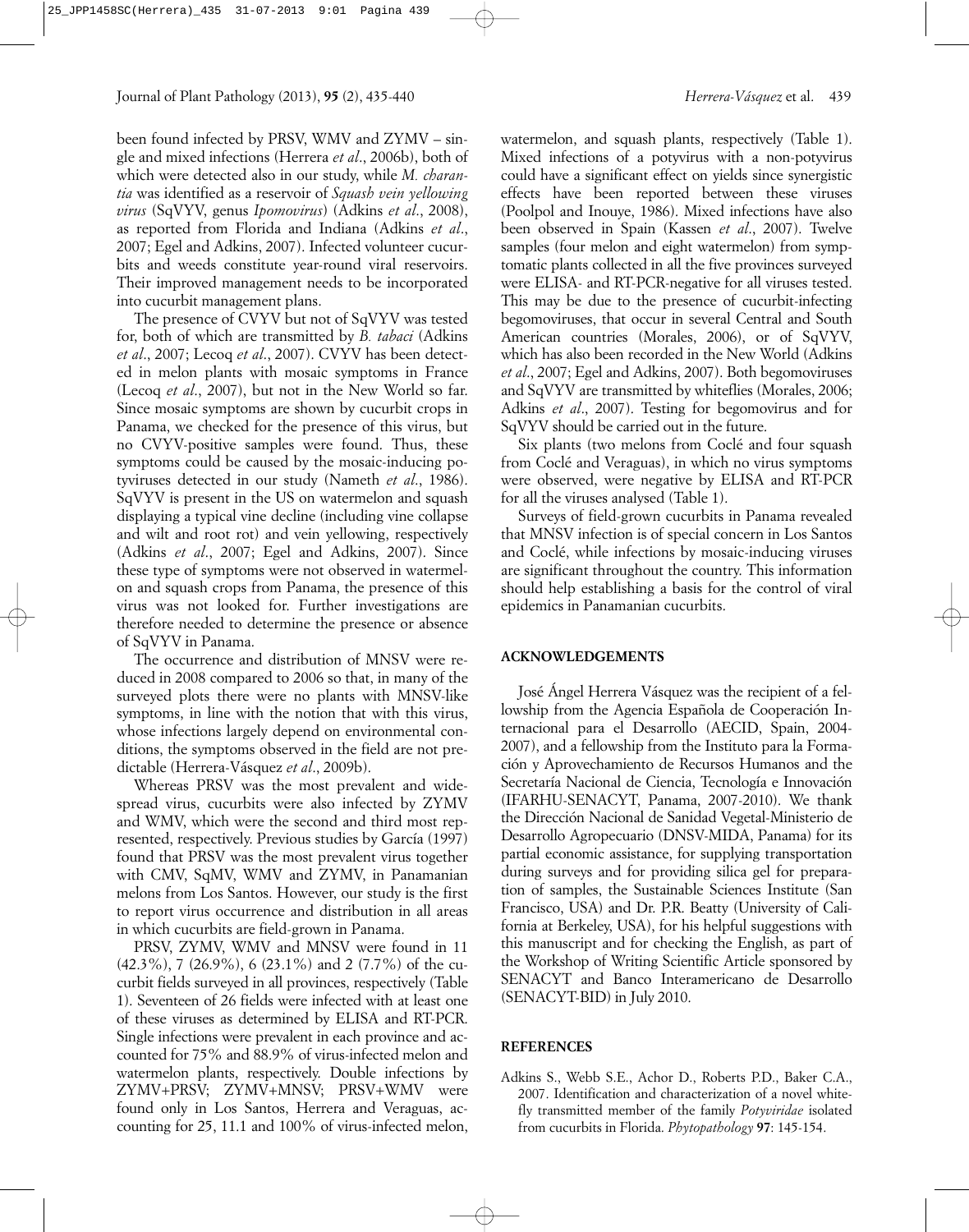been found infected by PRSV, WMV and ZYMV – single and mixed infections (Herrera *et al*., 2006b), both of which were detected also in our study, while *M. charantia* was identified as a reservoir of *Squash vein yellowing virus* (SqVYV, genus *Ipomovirus*) (Adkins *et al*., 2008), as reported from Florida and Indiana (Adkins *et al*., 2007; Egel and Adkins, 2007). Infected volunteer cucurbits and weeds constitute year-round viral reservoirs. Their improved management needs to be incorporated into cucurbit management plans.

The presence of CVYV but not of SqVYV was tested for, both of which are transmitted by *B. tabaci* (Adkins *et al*., 2007; Lecoq *et al*., 2007). CVYV has been detected in melon plants with mosaic symptoms in France (Lecoq *et al*., 2007), but not in the New World so far. Since mosaic symptoms are shown by cucurbit crops in Panama, we checked for the presence of this virus, but no CVYV-positive samples were found. Thus, these symptoms could be caused by the mosaic-inducing potyviruses detected in our study (Nameth *et al*., 1986). SqVYV is present in the US on watermelon and squash displaying a typical vine decline (including vine collapse and wilt and root rot) and vein yellowing, respectively (Adkins *et al*., 2007; Egel and Adkins, 2007). Since these type of symptoms were not observed in watermelon and squash crops from Panama, the presence of this virus was not looked for. Further investigations are therefore needed to determine the presence or absence of SqVYV in Panama.

The occurrence and distribution of MNSV were reduced in 2008 compared to 2006 so that, in many of the surveyed plots there were no plants with MNSV-like symptoms, in line with the notion that with this virus, whose infections largely depend on environmental conditions, the symptoms observed in the field are not predictable (Herrera-Vásquez *et al*., 2009b).

Whereas PRSV was the most prevalent and widespread virus, cucurbits were also infected by ZYMV and WMV, which were the second and third most represented, respectively. Previous studies by García (1997) found that PRSV was the most prevalent virus together with CMV, SqMV, WMV and ZYMV, in Panamanian melons from Los Santos. However, our study is the first to report virus occurrence and distribution in all areas in which cucurbits are field-grown in Panama.

PRSV, ZYMV, WMV and MNSV were found in 11 (42.3%), 7 (26.9%), 6 (23.1%) and 2 (7.7%) of the cucurbit fields surveyed in all provinces, respectively (Table 1). Seventeen of 26 fields were infected with at least one of these viruses as determined by ELISA and RT-PCR. Single infections were prevalent in each province and accounted for 75% and 88.9% of virus-infected melon and watermelon plants, respectively. Double infections by ZYMV+PRSV; ZYMV+MNSV; PRSV+WMV were found only in Los Santos, Herrera and Veraguas, accounting for 25, 11.1 and 100% of virus-infected melon, watermelon, and squash plants, respectively (Table 1). Mixed infections of a potyvirus with a non-potyvirus could have a significant effect on yields since synergistic effects have been reported between these viruses (Poolpol and Inouye, 1986). Mixed infections have also been observed in Spain (Kassen *et al*., 2007). Twelve samples (four melon and eight watermelon) from symptomatic plants collected in all the five provinces surveyed were ELISA- and RT-PCR-negative for all viruses tested. This may be due to the presence of cucurbit-infecting begomoviruses, that occur in several Central and South American countries (Morales, 2006), or of SqVYV, which has also been recorded in the New World (Adkins *et al*., 2007; Egel and Adkins, 2007). Both begomoviruses and SqVYV are transmitted by whiteflies (Morales, 2006; Adkins *et al*., 2007). Testing for begomovirus and for SqVYV should be carried out in the future.

Six plants (two melons from Coclé and four squash from Coclé and Veraguas), in which no virus symptoms were observed, were negative by ELISA and RT-PCR for all the viruses analysed (Table 1).

Surveys of field-grown cucurbits in Panama revealed that MNSV infection is of special concern in Los Santos and Coclé, while infections by mosaic-inducing viruses are significant throughout the country. This information should help establishing a basis for the control of viral epidemics in Panamanian cucurbits.

## ACKNOWLEDGEMENTS

José Ángel Herrera Vásquez was the recipient of a fellowship from the Agencia Española de Cooperación Internacional para el Desarrollo (AECID, Spain, 2004-2007), and a fellowship from the Instituto para la Formación y Aprovechamiento de Recursos Humanos and the Secretaría Nacional de Ciencia, Tecnología e Innovación (IFARHU-SENACYT, Panama, 2007-2010). We thank the Dirección Nacional de Sanidad Vegetal-Ministerio de Desarrollo Agropecuario (DNSV-MIDA, Panama) for its partial economic assistance, for supplying transportation during surveys and for providing silica gel for preparation of samples, the Sustainable Sciences Institute (San Francisco, USA) and Dr. P.R. Beatty (University of California at Berkeley, USA), for his helpful suggestions with this manuscript and for checking the English, as part of the Workshop of Writing Scientific Article sponsored by SENACYT and Banco Interamericano de Desarrollo (SENACYT-BID) in July 2010.

## REFERENCES

Adkins S., Webb S.E., Achor D., Roberts P.D., Baker C.A., 2007. Identification and characterization of a novel whitefly transmitted member of the family *Potyviridae* isolated from cucurbits in Florida. *Phytopathology* **97**: 145-154.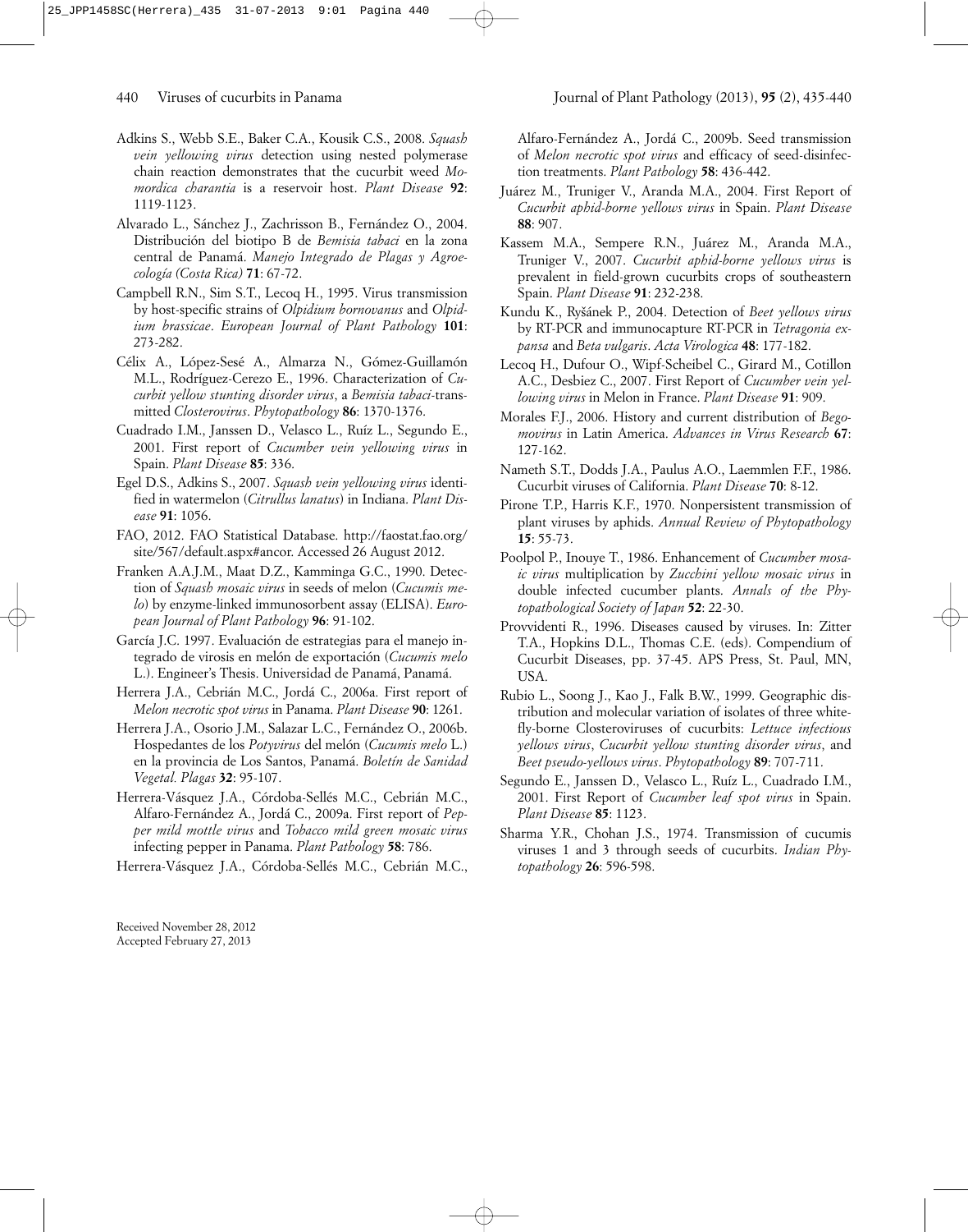Adkins S., Webb S.E., Baker C.A., Kousik C.S., 2008. *Squash vein yellowing virus* detection using nested polymerase chain reaction demonstrates that the cucurbit weed *Momordica charantia* is a reservoir host. *Plant Disease* **92**: 1119-1123.

Alvarado L., Sánchez J., Zachrisson B., Fernández O., 2004. Distribución del biotipo B de *Bemisia tabaci* en la zona central de Panamá. *Manejo Integrado de Plagas y Agroecología (Costa Rica)* **71**: 67-72.

Campbell R.N., Sim S.T., Lecoq H., 1995. Virus transmission by host-specific strains of *Olpidium bornovanus* and *Olpidium brassicae*. *European Journal of Plant Pathology* **101**: 273-282.

Célix A., López-Sesé A., Almarza N., Gómez-Guillamón M.L., Rodríguez-Cerezo E., 1996. Characterization of *Cucurbit yellow stunting disorder virus*, a *Bemisia tabaci*-transmitted *Closterovirus*. *Phytopathology* **86**: 1370-1376.

Cuadrado I.M., Janssen D., Velasco L., Ruíz L., Segundo E., 2001. First report of *Cucumber vein yellowing virus* in Spain. *Plant Disease* **85**: 336.

Egel D.S., Adkins S., 2007. *Squash vein yellowing virus* identified in watermelon (*Citrullus lanatus*) in Indiana. *Plant Disease* **91**: 1056.

FAO, 2012. FAO Statistical Database. http://faostat.fao.org/site/567/default.aspx#ancor. Accessed 26 August 2012.

Franken A.A.J.M., Maat D.Z., Kamminga G.C., 1990. Detection of *Squash mosaic virus* in seeds of melon (*Cucumis melo*) by enzyme-linked immunosorbent assay (ELISA). *European Journal of Plant Pathology* **96**: 91-102.

García J.C. 1997. Evaluación de estrategias para el manejo integrado de virosis en melón de exportación (*Cucumis melo* L.). Engineer's Thesis. Universidad de Panamá, Panamá.

Herrera J.A., Cebrián M.C., Jordá C., 2006a. First report of *Melon necrotic spot virus* in Panama. *Plant Disease* **90**: 1261.

Herrera J.A., Osorio J.M., Salazar L.C., Fernández O., 2006b. Hospedantes de los *Potyvirus* del melón (*Cucumis melo* L.) en la provincia de Los Santos, Panamá. *Boletín de Sanidad Vegetal. Plagas* **32**: 95-107.

Herrera-Vásquez J.A., Córdoba-Sellés M.C., Cebrián M.C., Alfaro-Fernández A., Jordá C., 2009a. First report of *Pepper mild mottle virus* and *Tobacco mild green mosaic virus* infecting pepper in Panama. *Plant Pathology* **58**: 786.

Herrera-Vásquez J.A., Córdoba-Sellés M.C., Cebrián M.C., Alfaro-Fernández A., Jordá C., 2009b. Seed transmission of *Melon necrotic spot virus* and efficacy of seed-disinfection treatments. *Plant Pathology* **58**: 436-442.

Juárez M., Truniger V., Aranda M.A., 2004. First Report of *Cucurbit aphid-borne yellows virus* in Spain. *Plant Disease* **88**: 907.

Kassem M.A., Sempere R.N., Juárez M., Aranda M.A., Truniger V., 2007. *Cucurbit aphid-borne yellows virus* is prevalent in field-grown cucurbits crops of southeastern Spain. *Plant Disease* **91**: 232-238.

Kundu K., Ryšánek P., 2004. Detection of *Beet yellows virus* by RT-PCR and immunocapture RT-PCR in *Tetragonia expansa* and *Beta vulgaris*. *Acta Virologica* **48**: 177-182.

Lecoq H., Dufour O., Wipf-Scheibel C., Girard M., Cotillon A.C., Desbiez C., 2007. First Report of *Cucumber vein yellowing virus* in Melon in France. *Plant Disease* **91**: 909.

Morales F.J., 2006. History and current distribution of *Begomovirus* in Latin America. *Advances in Virus Research* **67**: 127-162.

Nameth S.T., Dodds J.A., Paulus A.O., Laemmlen F.F., 1986. Cucurbit viruses of California. *Plant Disease* **70**: 8-12.

Pirone T.P., Harris K.F., 1970. Nonpersistent transmission of plant viruses by aphids. *Annual Review of Phytopathology* **15**: 55-73.

Poolpol P., Inouye T., 1986. Enhancement of *Cucumber mosaic virus* multiplication by *Zucchini yellow mosaic virus* in double infected cucumber plants. *Annals of the Phytopathological Society of Japan* **52**: 22-30.

Provvidenti R., 1996. Diseases caused by viruses. In: Zitter T.A., Hopkins D.L., Thomas C.E. (eds). Compendium of Cucurbit Diseases, pp. 37-45. APS Press, St. Paul, MN, USA.

Rubio L., Soong J., Kao J., Falk B.W., 1999. Geographic distribution and molecular variation of isolates of three whitefly-borne Closteroviruses of cucurbits: *Lettuce infectious yellows virus*, *Cucurbit yellow stunting disorder virus*, and *Beet pseudo-yellows virus*. *Phytopathology* **89**: 707-711.

Segundo E., Janssen D., Velasco L., Ruíz L., Cuadrado I.M., 2001. First Report of *Cucumber leaf spot virus* in Spain. *Plant Disease* **85**: 1123.

Sharma Y.R., Chohan J.S., 1974. Transmission of cucumis viruses 1 and 3 through seeds of cucurbits. *Indian Phytopathology* **26**: 596-598.

Received November 28, 2012
Accepted February 27, 2013